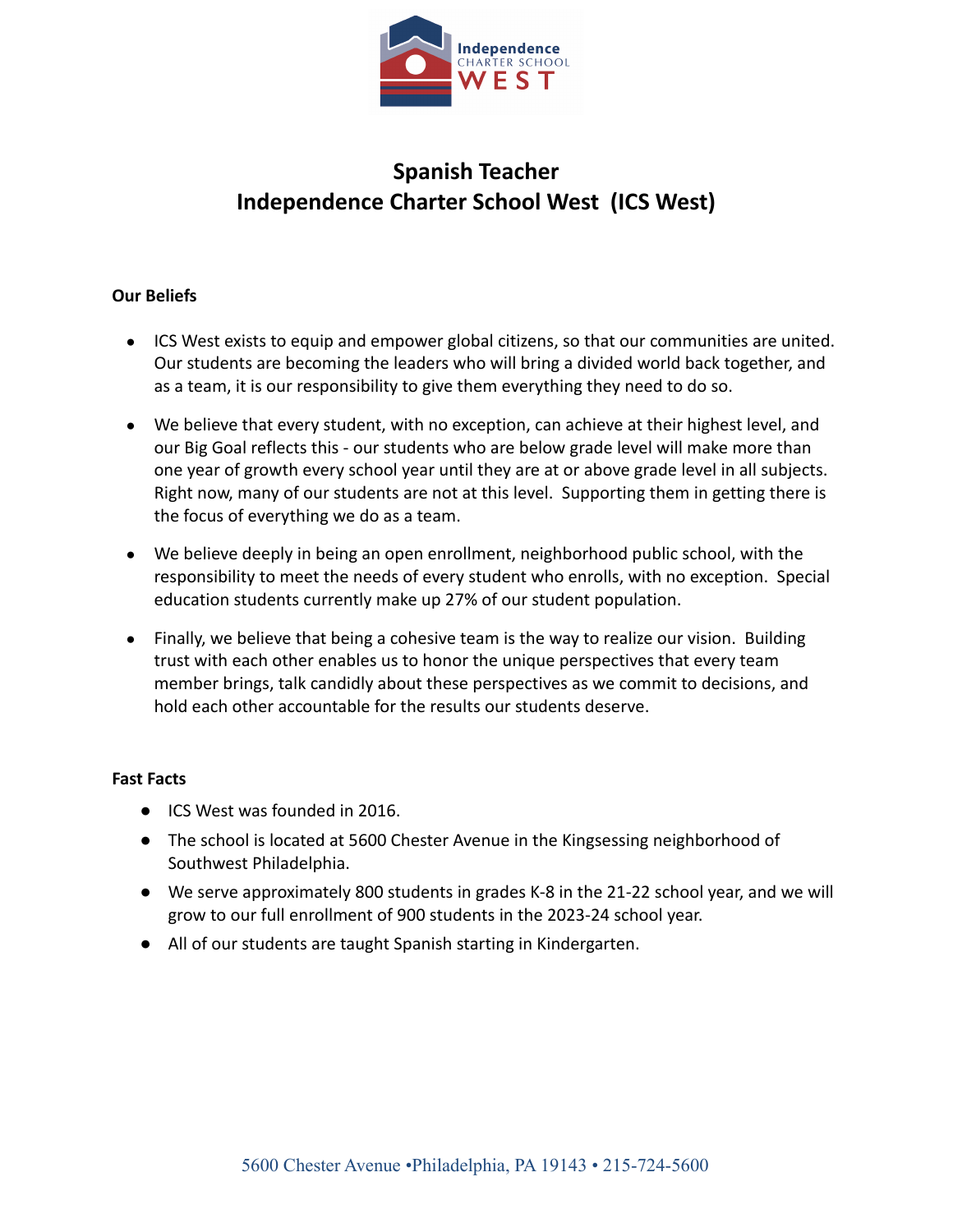# Spanish Teacher
# Independence Charter School West (ICS West)

**Our Beliefs**

- ICS West exists to equip and empower global citizens, so that our communities are united. Our students are becoming the leaders who will bring a divided world back together, and as a team, it is our responsibility to give them everything they need to do so.
- We believe that every student, with no exception, can achieve at their highest level, and our Big Goal reflects this - our students who are below grade level will make more than one year of growth every school year until they are at or above grade level in all subjects. Right now, many of our students are not at this level. Supporting them in getting there is the focus of everything we do as a team.
- We believe deeply in being an open enrollment, neighborhood public school, with the responsibility to meet the needs of every student who enrolls, with no exception. Special education students currently make up 27% of our student population.
- Finally, we believe that being a cohesive team is the way to realize our vision. Building trust with each other enables us to honor the unique perspectives that every team member brings, talk candidly about these perspectives as we commit to decisions, and hold each other accountable for the results our students deserve.

**Fast Facts**

- ICS West was founded in 2016.
- The school is located at 5600 Chester Avenue in the Kingsessing neighborhood of Southwest Philadelphia.
- We serve approximately 800 students in grades K-8 in the 21-22 school year, and we will grow to our full enrollment of 900 students in the 2023-24 school year.
- All of our students are taught Spanish starting in Kindergarten.

5600 Chester Avenue •Philadelphia, PA 19143 • 215-724-5600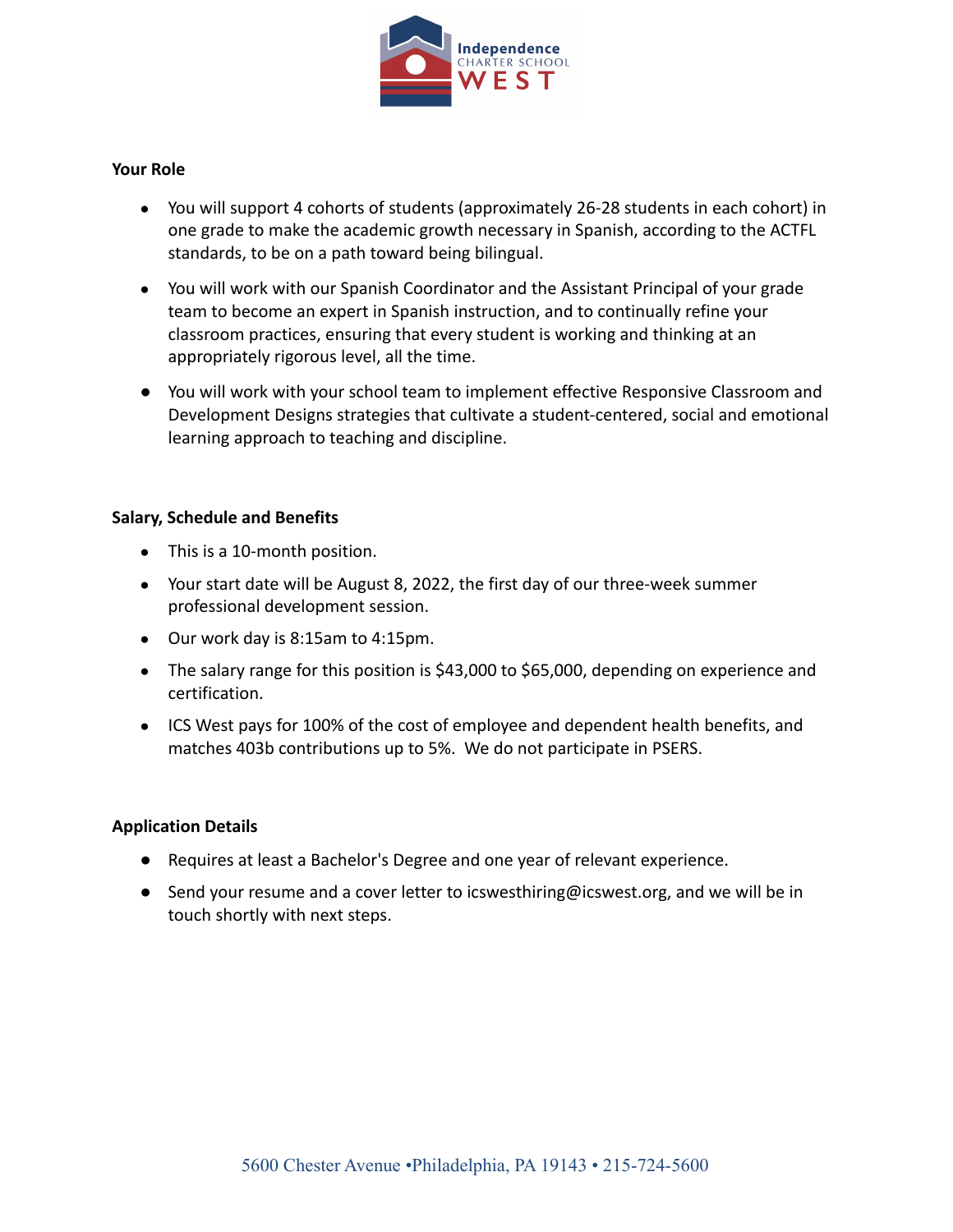### Your Role

- You will support 4 cohorts of students (approximately 26-28 students in each cohort) in one grade to make the academic growth necessary in Spanish, according to the ACTFL standards, to be on a path toward being bilingual.
- You will work with our Spanish Coordinator and the Assistant Principal of your grade team to become an expert in Spanish instruction, and to continually refine your classroom practices, ensuring that every student is working and thinking at an appropriately rigorous level, all the time.
- You will work with your school team to implement effective Responsive Classroom and Development Designs strategies that cultivate a student-centered, social and emotional learning approach to teaching and discipline.

### Salary, Schedule and Benefits

- This is a 10-month position.
- Your start date will be August 8, 2022, the first day of our three-week summer professional development session.
- Our work day is 8:15am to 4:15pm.
- The salary range for this position is $43,000 to $65,000, depending on experience and certification.
- ICS West pays for 100% of the cost of employee and dependent health benefits, and matches 403b contributions up to 5%. We do not participate in PSERS.

### Application Details

- Requires at least a Bachelor's Degree and one year of relevant experience.
- Send your resume and a cover letter to icswesthiring@icswest.org, and we will be in touch shortly with next steps.

5600 Chester Avenue •Philadelphia, PA 19143 • 215-724-5600